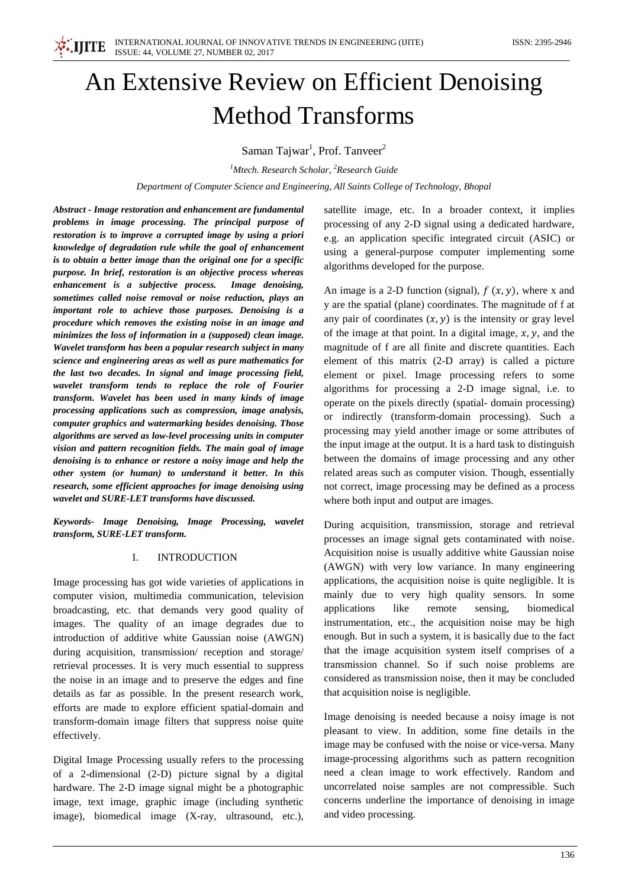# An Extensive Review on Efficient Denoising Method Transforms

Saman Tajwar[1], Prof. Tanveer[2]

[1]Mtech. Research Scholar, [2]Research Guide

*Department of Computer Science and Engineering, All Saints College of Technology, Bhopal*

***Abstract - Image restoration and enhancement are fundamental problems in image processing. The principal purpose of restoration is to improve a corrupted image by using a priori knowledge of degradation rule while the goal of enhancement is to obtain a better image than the original one for a specific purpose. In brief, restoration is an objective process whereas enhancement is a subjective process. Image denoising, sometimes called noise removal or noise reduction, plays an important role to achieve those purposes. Denoising is a procedure which removes the existing noise in an image and minimizes the loss of information in a (supposed) clean image. Wavelet transform has been a popular research subject in many science and engineering areas as well as pure mathematics for the last two decades. In signal and image processing field, wavelet transform tends to replace the role of Fourier transform. Wavelet has been used in many kinds of image processing applications such as compression, image analysis, computer graphics and watermarking besides denoising. Those algorithms are served as low-level processing units in computer vision and pattern recognition fields. The main goal of image denoising is to enhance or restore a noisy image and help the other system (or human) to understand it better. In this research, some efficient approaches for image denoising using wavelet and SURE-LET transforms have discussed.***

***Keywords- Image Denoising, Image Processing, wavelet transform, SURE-LET transform.***

## I. INTRODUCTION

Image processing has got wide varieties of applications in computer vision, multimedia communication, television broadcasting, etc. that demands very good quality of images. The quality of an image degrades due to introduction of additive white Gaussian noise (AWGN) during acquisition, transmission/ reception and storage/ retrieval processes. It is very much essential to suppress the noise in an image and to preserve the edges and fine details as far as possible. In the present research work, efforts are made to explore efficient spatial-domain and transform-domain image filters that suppress noise quite effectively.

Digital Image Processing usually refers to the processing of a 2-dimensional (2-D) picture signal by a digital hardware. The 2-D image signal might be a photographic image, text image, graphic image (including synthetic image), biomedical image (X-ray, ultrasound, etc.), satellite image, etc. In a broader context, it implies processing of any 2-D signal using a dedicated hardware, e.g. an application specific integrated circuit (ASIC) or using a general-purpose computer implementing some algorithms developed for the purpose.

An image is a 2-D function (signal), $f(x, y)$, where x and y are the spatial (plane) coordinates. The magnitude of f at any pair of coordinates $(x, y)$ is the intensity or gray level of the image at that point. In a digital image, $x, y$, and the magnitude of f are all finite and discrete quantities. Each element of this matrix (2-D array) is called a picture element or pixel. Image processing refers to some algorithms for processing a 2-D image signal, i.e. to operate on the pixels directly (spatial- domain processing) or indirectly (transform-domain processing). Such a processing may yield another image or some attributes of the input image at the output. It is a hard task to distinguish between the domains of image processing and any other related areas such as computer vision. Though, essentially not correct, image processing may be defined as a process where both input and output are images.

During acquisition, transmission, storage and retrieval processes an image signal gets contaminated with noise. Acquisition noise is usually additive white Gaussian noise (AWGN) with very low variance. In many engineering applications, the acquisition noise is quite negligible. It is mainly due to very high quality sensors. In some applications like remote sensing, biomedical instrumentation, etc., the acquisition noise may be high enough. But in such a system, it is basically due to the fact that the image acquisition system itself comprises of a transmission channel. So if such noise problems are considered as transmission noise, then it may be concluded that acquisition noise is negligible.

Image denoising is needed because a noisy image is not pleasant to view. In addition, some fine details in the image may be confused with the noise or vice-versa. Many image-processing algorithms such as pattern recognition need a clean image to work effectively. Random and uncorrelated noise samples are not compressible. Such concerns underline the importance of denoising in image and video processing.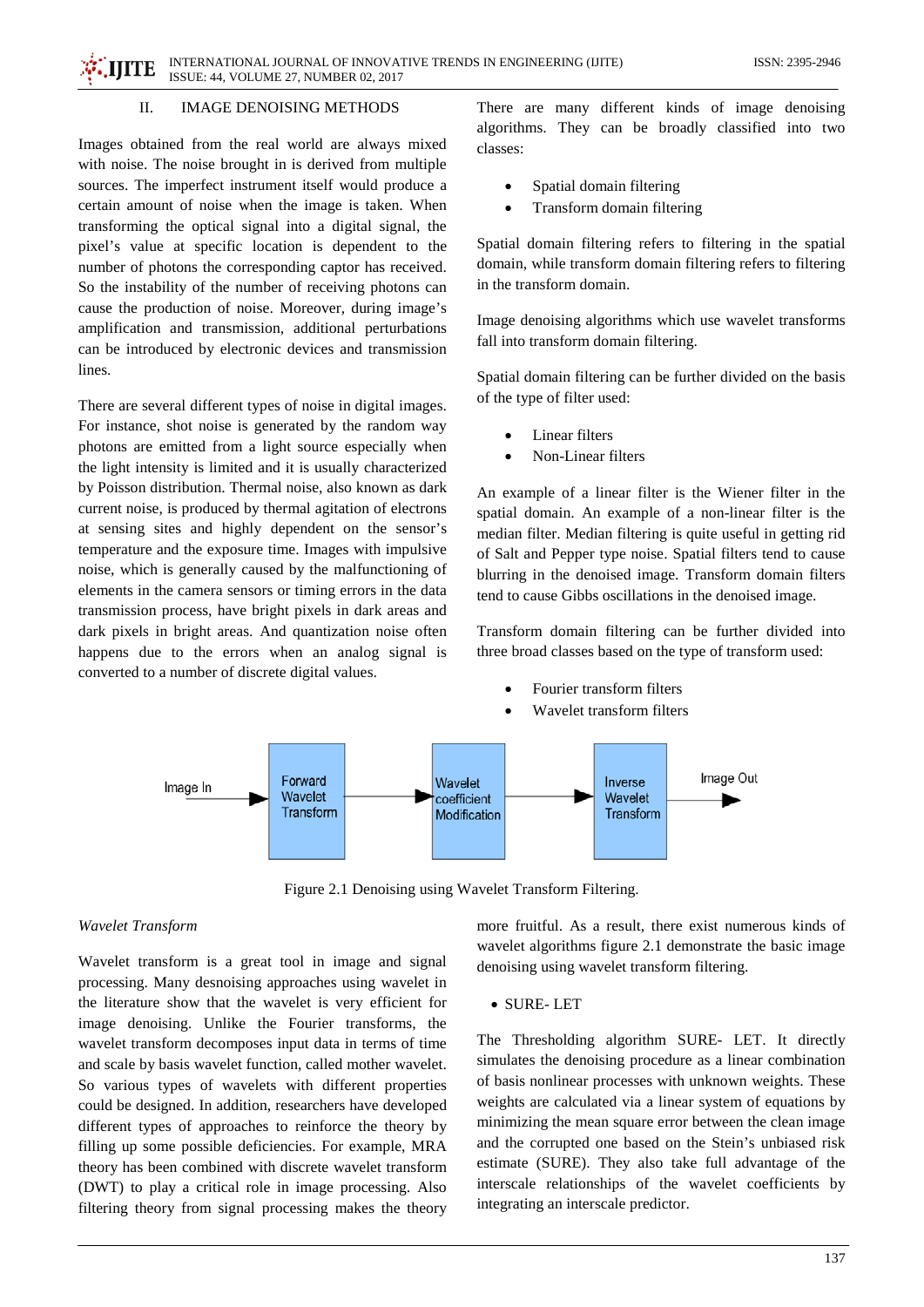## II. IMAGE DENOISING METHODS

Images obtained from the real world are always mixed with noise. The noise brought in is derived from multiple sources. The imperfect instrument itself would produce a certain amount of noise when the image is taken. When transforming the optical signal into a digital signal, the pixel's value at specific location is dependent to the number of photons the corresponding captor has received. So the instability of the number of receiving photons can cause the production of noise. Moreover, during image's amplification and transmission, additional perturbations can be introduced by electronic devices and transmission lines.

There are several different types of noise in digital images. For instance, shot noise is generated by the random way photons are emitted from a light source especially when the light intensity is limited and it is usually characterized by Poisson distribution. Thermal noise, also known as dark current noise, is produced by thermal agitation of electrons at sensing sites and highly dependent on the sensor's temperature and the exposure time. Images with impulsive noise, which is generally caused by the malfunctioning of elements in the camera sensors or timing errors in the data transmission process, have bright pixels in dark areas and dark pixels in bright areas. And quantization noise often happens due to the errors when an analog signal is converted to a number of discrete digital values.

There are many different kinds of image denoising algorithms. They can be broadly classified into two classes:

- Spatial domain filtering
- Transform domain filtering

Spatial domain filtering refers to filtering in the spatial domain, while transform domain filtering refers to filtering in the transform domain.

Image denoising algorithms which use wavelet transforms fall into transform domain filtering.

Spatial domain filtering can be further divided on the basis of the type of filter used:

- Linear filters
- Non-Linear filters

An example of a linear filter is the Wiener filter in the spatial domain. An example of a non-linear filter is the median filter. Median filtering is quite useful in getting rid of Salt and Pepper type noise. Spatial filters tend to cause blurring in the denoised image. Transform domain filters tend to cause Gibbs oscillations in the denoised image.

Transform domain filtering can be further divided into three broad classes based on the type of transform used:

- Fourier transform filters
- Wavelet transform filters

Image In → Forward Wavelet Transform → Wavelet coefficient Modification → Inverse Wavelet Transform → Image Out

Figure 2.1 Denoising using Wavelet Transform Filtering.

*Wavelet Transform*

Wavelet transform is a great tool in image and signal processing. Many desnoising approaches using wavelet in the literature show that the wavelet is very efficient for image denoising. Unlike the Fourier transforms, the wavelet transform decomposes input data in terms of time and scale by basis wavelet function, called mother wavelet. So various types of wavelets with different properties could be designed. In addition, researchers have developed different types of approaches to reinforce the theory by filling up some possible deficiencies. For example, MRA theory has been combined with discrete wavelet transform (DWT) to play a critical role in image processing. Also filtering theory from signal processing makes the theory more fruitful. As a result, there exist numerous kinds of wavelet algorithms figure 2.1 demonstrate the basic image denoising using wavelet transform filtering.

- SURE- LET

The Thresholding algorithm SURE- LET. It directly simulates the denoising procedure as a linear combination of basis nonlinear processes with unknown weights. These weights are calculated via a linear system of equations by minimizing the mean square error between the clean image and the corrupted one based on the Stein's unbiased risk estimate (SURE). They also take full advantage of the interscale relationships of the wavelet coefficients by integrating an interscale predictor.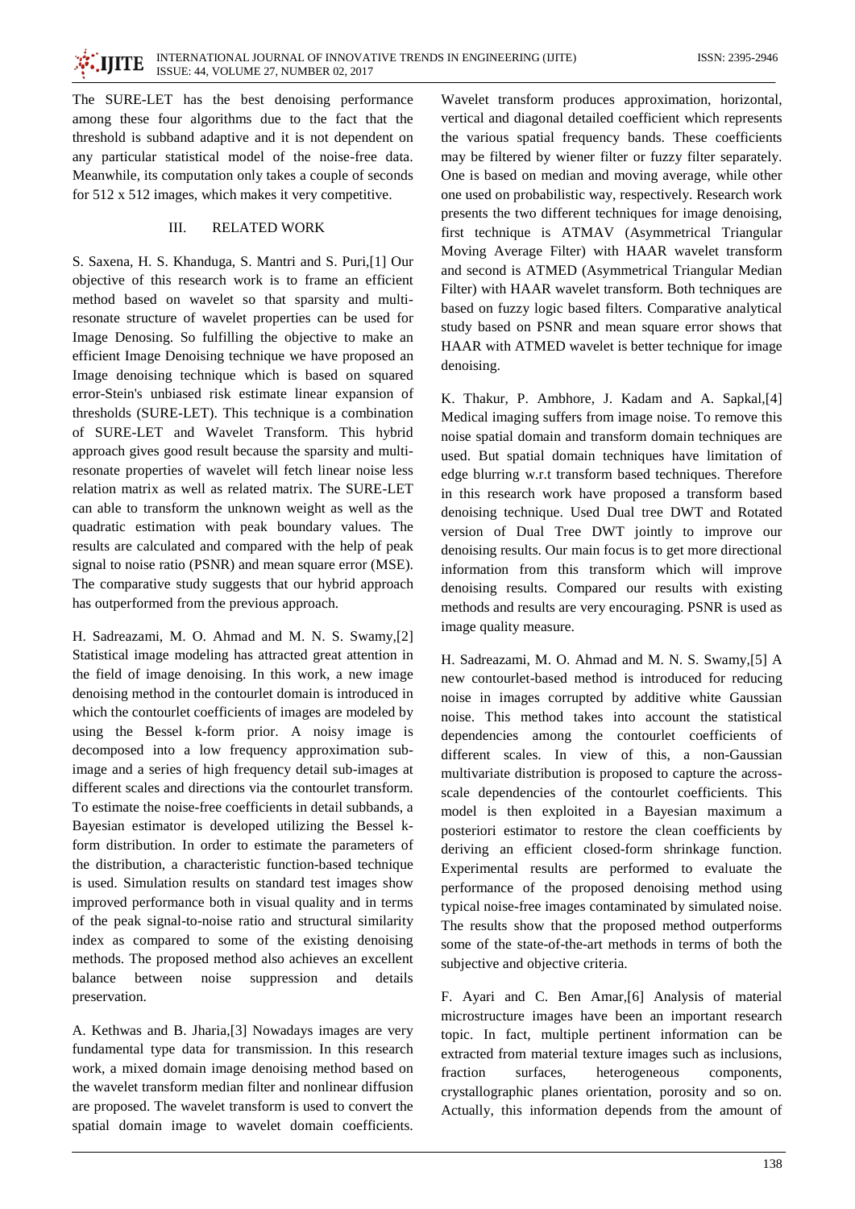The SURE-LET has the best denoising performance among these four algorithms due to the fact that the threshold is subband adaptive and it is not dependent on any particular statistical model of the noise-free data. Meanwhile, its computation only takes a couple of seconds for 512 x 512 images, which makes it very competitive.

## III. RELATED WORK

S. Saxena, H. S. Khanduga, S. Mantri and S. Puri,[1] Our objective of this research work is to frame an efficient method based on wavelet so that sparsity and multi-resonate structure of wavelet properties can be used for Image Denosing. So fulfilling the objective to make an efficient Image Denoising technique we have proposed an Image denoising technique which is based on squared error-Stein's unbiased risk estimate linear expansion of thresholds (SURE-LET). This technique is a combination of SURE-LET and Wavelet Transform. This hybrid approach gives good result because the sparsity and multi-resonate properties of wavelet will fetch linear noise less relation matrix as well as related matrix. The SURE-LET can able to transform the unknown weight as well as the quadratic estimation with peak boundary values. The results are calculated and compared with the help of peak signal to noise ratio (PSNR) and mean square error (MSE). The comparative study suggests that our hybrid approach has outperformed from the previous approach.

H. Sadreazami, M. O. Ahmad and M. N. S. Swamy,[2] Statistical image modeling has attracted great attention in the field of image denoising. In this work, a new image denoising method in the contourlet domain is introduced in which the contourlet coefficients of images are modeled by using the Bessel k-form prior. A noisy image is decomposed into a low frequency approximation sub-image and a series of high frequency detail sub-images at different scales and directions via the contourlet transform. To estimate the noise-free coefficients in detail subbands, a Bayesian estimator is developed utilizing the Bessel k-form distribution. In order to estimate the parameters of the distribution, a characteristic function-based technique is used. Simulation results on standard test images show improved performance both in visual quality and in terms of the peak signal-to-noise ratio and structural similarity index as compared to some of the existing denoising methods. The proposed method also achieves an excellent balance between noise suppression and details preservation.

A. Kethwas and B. Jharia,[3] Nowadays images are very fundamental type data for transmission. In this research work, a mixed domain image denoising method based on the wavelet transform median filter and nonlinear diffusion are proposed. The wavelet transform is used to convert the spatial domain image to wavelet domain coefficients. Wavelet transform produces approximation, horizontal, vertical and diagonal detailed coefficient which represents the various spatial frequency bands. These coefficients may be filtered by wiener filter or fuzzy filter separately. One is based on median and moving average, while other one used on probabilistic way, respectively. Research work presents the two different techniques for image denoising, first technique is ATMAV (Asymmetrical Triangular Moving Average Filter) with HAAR wavelet transform and second is ATMED (Asymmetrical Triangular Median Filter) with HAAR wavelet transform. Both techniques are based on fuzzy logic based filters. Comparative analytical study based on PSNR and mean square error shows that HAAR with ATMED wavelet is better technique for image denoising.

K. Thakur, P. Ambhore, J. Kadam and A. Sapkal,[4] Medical imaging suffers from image noise. To remove this noise spatial domain and transform domain techniques are used. But spatial domain techniques have limitation of edge blurring w.r.t transform based techniques. Therefore in this research work have proposed a transform based denoising technique. Used Dual tree DWT and Rotated version of Dual Tree DWT jointly to improve our denoising results. Our main focus is to get more directional information from this transform which will improve denoising results. Compared our results with existing methods and results are very encouraging. PSNR is used as image quality measure.

H. Sadreazami, M. O. Ahmad and M. N. S. Swamy,[5] A new contourlet-based method is introduced for reducing noise in images corrupted by additive white Gaussian noise. This method takes into account the statistical dependencies among the contourlet coefficients of different scales. In view of this, a non-Gaussian multivariate distribution is proposed to capture the across-scale dependencies of the contourlet coefficients. This model is then exploited in a Bayesian maximum a posteriori estimator to restore the clean coefficients by deriving an efficient closed-form shrinkage function. Experimental results are performed to evaluate the performance of the proposed denoising method using typical noise-free images contaminated by simulated noise. The results show that the proposed method outperforms some of the state-of-the-art methods in terms of both the subjective and objective criteria.

F. Ayari and C. Ben Amar,[6] Analysis of material microstructure images have been an important research topic. In fact, multiple pertinent information can be extracted from material texture images such as inclusions, fraction surfaces, heterogeneous components, crystallographic planes orientation, porosity and so on. Actually, this information depends from the amount of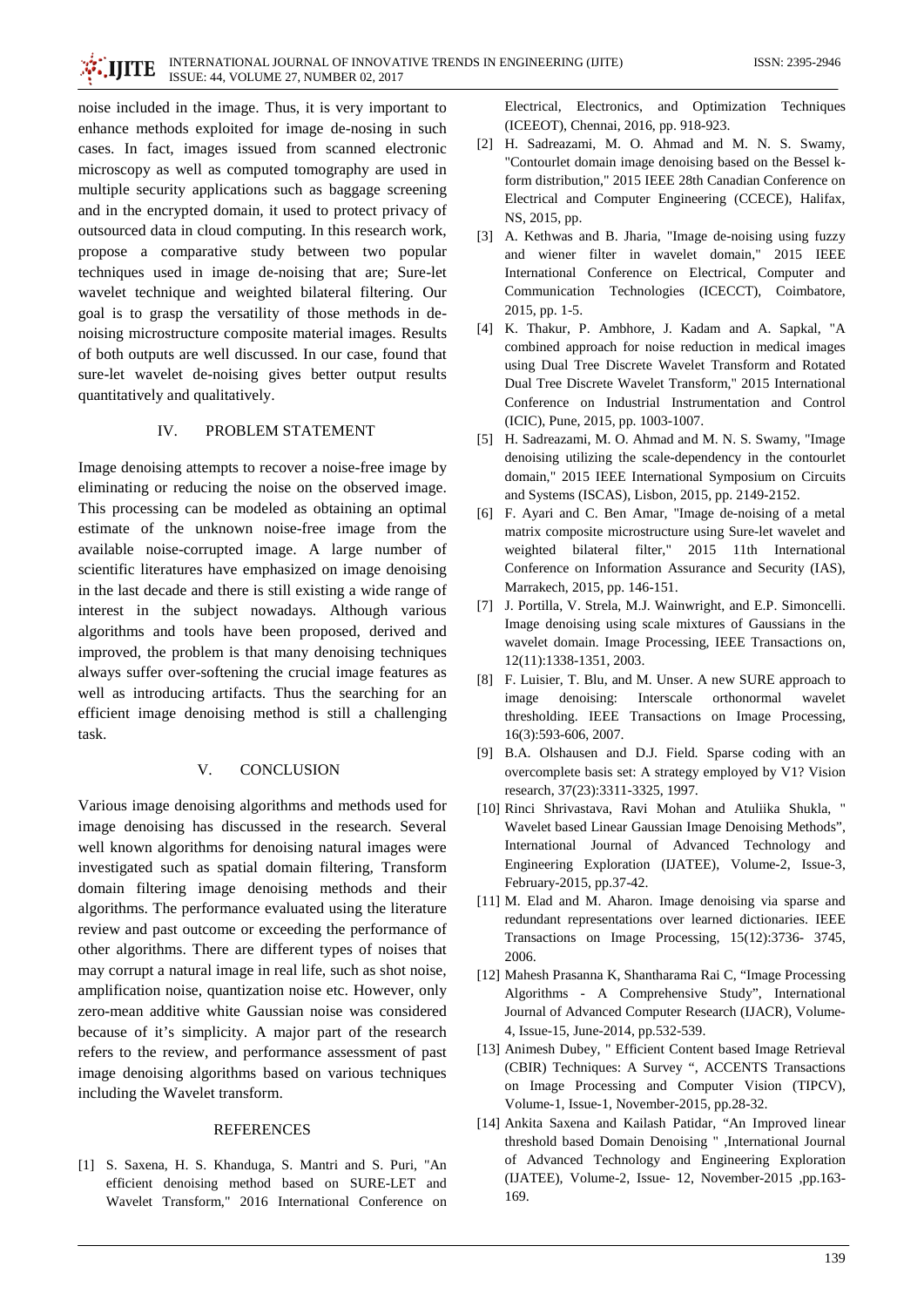noise included in the image. Thus, it is very important to enhance methods exploited for image de-nosing in such cases. In fact, images issued from scanned electronic microscopy as well as computed tomography are used in multiple security applications such as baggage screening and in the encrypted domain, it used to protect privacy of outsourced data in cloud computing. In this research work, propose a comparative study between two popular techniques used in image de-noising that are; Sure-let wavelet technique and weighted bilateral filtering. Our goal is to grasp the versatility of those methods in de-noising microstructure composite material images. Results of both outputs are well discussed. In our case, found that sure-let wavelet de-noising gives better output results quantitatively and qualitatively.

## IV. PROBLEM STATEMENT

Image denoising attempts to recover a noise-free image by eliminating or reducing the noise on the observed image. This processing can be modeled as obtaining an optimal estimate of the unknown noise-free image from the available noise-corrupted image. A large number of scientific literatures have emphasized on image denoising in the last decade and there is still existing a wide range of interest in the subject nowadays. Although various algorithms and tools have been proposed, derived and improved, the problem is that many denoising techniques always suffer over-softening the crucial image features as well as introducing artifacts. Thus the searching for an efficient image denoising method is still a challenging task.

## V. CONCLUSION

Various image denoising algorithms and methods used for image denoising has discussed in the research. Several well known algorithms for denoising natural images were investigated such as spatial domain filtering, Transform domain filtering image denoising methods and their algorithms. The performance evaluated using the literature review and past outcome or exceeding the performance of other algorithms. There are different types of noises that may corrupt a natural image in real life, such as shot noise, amplification noise, quantization noise etc. However, only zero-mean additive white Gaussian noise was considered because of it's simplicity. A major part of the research refers to the review, and performance assessment of past image denoising algorithms based on various techniques including the Wavelet transform.

## REFERENCES

[1] S. Saxena, H. S. Khanduga, S. Mantri and S. Puri, "An efficient denoising method based on SURE-LET and Wavelet Transform," 2016 International Conference on Electrical, Electronics, and Optimization Techniques (ICEEOT), Chennai, 2016, pp. 918-923.

[2] H. Sadreazami, M. O. Ahmad and M. N. S. Swamy, "Contourlet domain image denoising based on the Bessel k-form distribution," 2015 IEEE 28th Canadian Conference on Electrical and Computer Engineering (CCECE), Halifax, NS, 2015, pp.

[3] A. Kethwas and B. Jharia, "Image de-noising using fuzzy and wiener filter in wavelet domain," 2015 IEEE International Conference on Electrical, Computer and Communication Technologies (ICECCT), Coimbatore, 2015, pp. 1-5.

[4] K. Thakur, P. Ambhore, J. Kadam and A. Sapkal, "A combined approach for noise reduction in medical images using Dual Tree Discrete Wavelet Transform and Rotated Dual Tree Discrete Wavelet Transform," 2015 International Conference on Industrial Instrumentation and Control (ICIC), Pune, 2015, pp. 1003-1007.

[5] H. Sadreazami, M. O. Ahmad and M. N. S. Swamy, "Image denoising utilizing the scale-dependency in the contourlet domain," 2015 IEEE International Symposium on Circuits and Systems (ISCAS), Lisbon, 2015, pp. 2149-2152.

[6] F. Ayari and C. Ben Amar, "Image de-noising of a metal matrix composite microstructure using Sure-let wavelet and weighted bilateral filter," 2015 11th International Conference on Information Assurance and Security (IAS), Marrakech, 2015, pp. 146-151.

[7] J. Portilla, V. Strela, M.J. Wainwright, and E.P. Simoncelli. Image denoising using scale mixtures of Gaussians in the wavelet domain. Image Processing, IEEE Transactions on, 12(11):1338-1351, 2003.

[8] F. Luisier, T. Blu, and M. Unser. A new SURE approach to image denoising: Interscale orthonormal wavelet thresholding. IEEE Transactions on Image Processing, 16(3):593-606, 2007.

[9] B.A. Olshausen and D.J. Field. Sparse coding with an overcomplete basis set: A strategy employed by V1? Vision research, 37(23):3311-3325, 1997.

[10] Rinci Shrivastava, Ravi Mohan and Atuliika Shukla, " Wavelet based Linear Gaussian Image Denoising Methods", International Journal of Advanced Technology and Engineering Exploration (IJATEE), Volume-2, Issue-3, February-2015, pp.37-42.

[11] M. Elad and M. Aharon. Image denoising via sparse and redundant representations over learned dictionaries. IEEE Transactions on Image Processing, 15(12):3736- 3745, 2006.

[12] Mahesh Prasanna K, Shantharama Rai C, "Image Processing Algorithms - A Comprehensive Study", International Journal of Advanced Computer Research (IJACR), Volume-4, Issue-15, June-2014, pp.532-539.

[13] Animesh Dubey, " Efficient Content based Image Retrieval (CBIR) Techniques: A Survey ", ACCENTS Transactions on Image Processing and Computer Vision (TIPCV), Volume-1, Issue-1, November-2015, pp.28-32.

[14] Ankita Saxena and Kailash Patidar, "An Improved linear threshold based Domain Denoising " ,International Journal of Advanced Technology and Engineering Exploration (IJATEE), Volume-2, Issue- 12, November-2015 ,pp.163-169.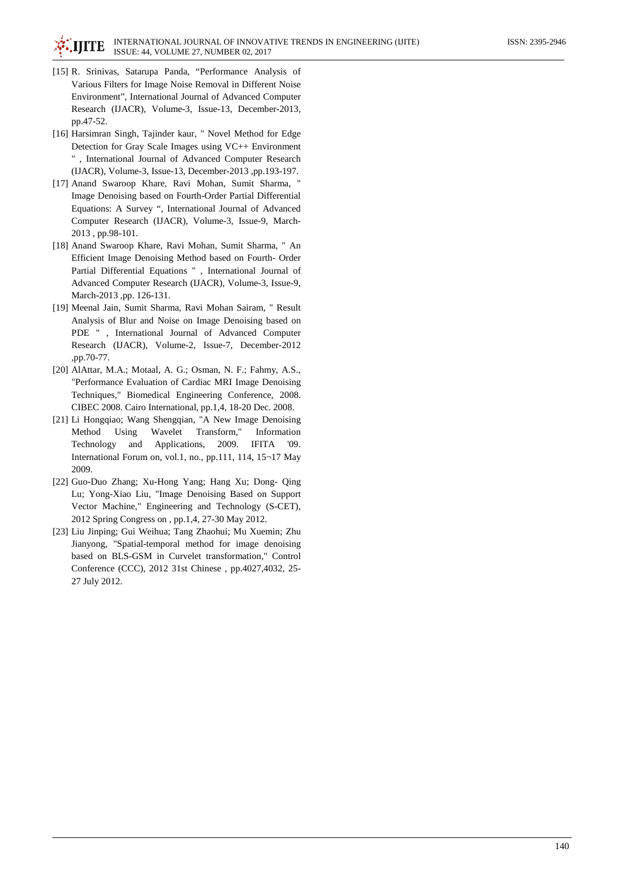[15] R. Srinivas, Satarupa Panda, “Performance Analysis of Various Filters for Image Noise Removal in Different Noise Environment”, International Journal of Advanced Computer Research (IJACR), Volume-3, Issue-13, December-2013, pp.47-52.

[16] Harsimran Singh, Tajinder kaur, " Novel Method for Edge Detection for Gray Scale Images using VC++ Environment " , International Journal of Advanced Computer Research (IJACR), Volume-3, Issue-13, December-2013 ,pp.193-197.

[17] Anand Swaroop Khare, Ravi Mohan, Sumit Sharma, " Image Denoising based on Fourth-Order Partial Differential Equations: A Survey “, International Journal of Advanced Computer Research (IJACR), Volume-3, Issue-9, March-2013 , pp.98-101.

[18] Anand Swaroop Khare, Ravi Mohan, Sumit Sharma, " An Efficient Image Denoising Method based on Fourth- Order Partial Differential Equations " , International Journal of Advanced Computer Research (IJACR), Volume-3, Issue-9, March-2013 ,pp. 126-131.

[19] Meenal Jain, Sumit Sharma, Ravi Mohan Sairam, " Result Analysis of Blur and Noise on Image Denoising based on PDE " , International Journal of Advanced Computer Research (IJACR), Volume-2, Issue-7, December-2012 ,pp.70-77.

[20] AlAttar, M.A.; Motaal, A. G.; Osman, N. F.; Fahmy, A.S., "Performance Evaluation of Cardiac MRI Image Denoising Techniques," Biomedical Engineering Conference, 2008. CIBEC 2008. Cairo International, pp.1,4, 18-20 Dec. 2008.

[21] Li Hongqiao; Wang Shengqian, "A New Image Denoising Method Using Wavelet Transform," Information Technology and Applications, 2009. IFITA '09. International Forum on, vol.1, no., pp.111, 114, 15¬17 May 2009.

[22] Guo-Duo Zhang; Xu-Hong Yang; Hang Xu; Dong- Qing Lu; Yong-Xiao Liu, "Image Denoising Based on Support Vector Machine," Engineering and Technology (S-CET), 2012 Spring Congress on , pp.1,4, 27-30 May 2012.

[23] Liu Jinping; Gui Weihua; Tang Zhaohui; Mu Xuemin; Zhu Jianyong, "Spatial-temporal method for image denoising based on BLS-GSM in Curvelet transformation," Control Conference (CCC), 2012 31st Chinese , pp.4027,4032, 25-27 July 2012.